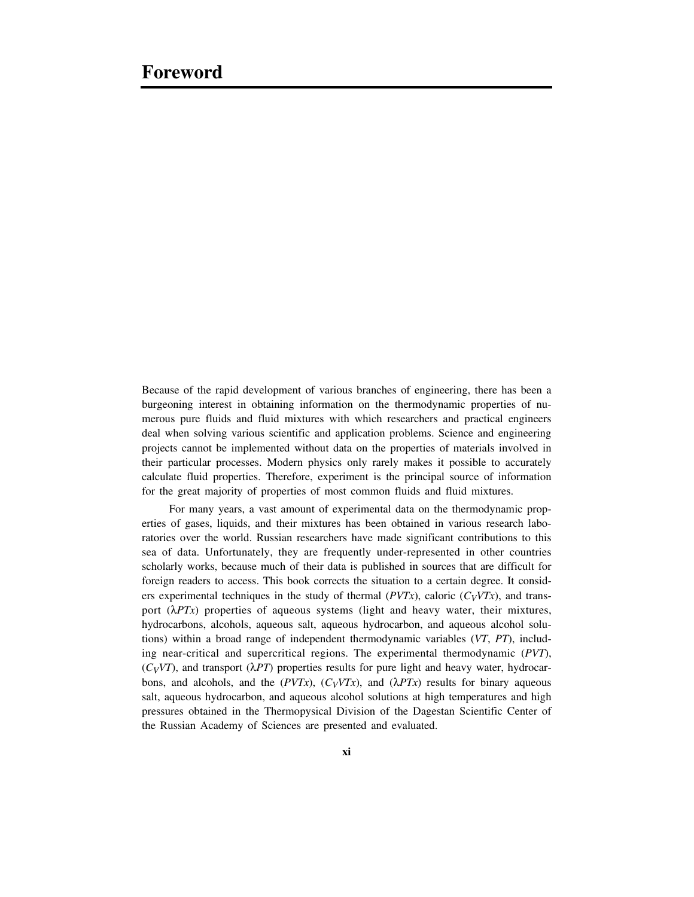# Foreword

Because of the rapid development of various branches of engineering, there has been a burgeoning interest in obtaining information on the thermodynamic properties of numerous pure fluids and fluid mixtures with which researchers and practical engineers deal when solving various scientific and application problems. Science and engineering projects cannot be implemented without data on the properties of materials involved in their particular processes. Modern physics only rarely makes it possible to accurately calculate fluid properties. Therefore, experiment is the principal source of information for the great majority of properties of most common fluids and fluid mixtures.

For many years, a vast amount of experimental data on the thermodynamic properties of gases, liquids, and their mixtures has been obtained in various research laboratories over the world. Russian researchers have made significant contributions to this sea of data. Unfortunately, they are frequently under-represented in other countries scholarly works, because much of their data is published in sources that are difficult for foreign readers to access. This book corrects the situation to a certain degree. It considers experimental techniques in the study of thermal ($PVTx$), caloric ($C_VVTx$), and transport ($\lambda PTx$) properties of aqueous systems (light and heavy water, their mixtures, hydrocarbons, alcohols, aqueous salt, aqueous hydrocarbon, and aqueous alcohol solutions) within a broad range of independent thermodynamic variables ($VT$, $PT$), including near-critical and supercritical regions. The experimental thermodynamic ($PVT$), ($C_VVT$), and transport ($\lambda PT$) properties results for pure light and heavy water, hydrocarbons, and alcohols, and the ($PVTx$), ($C_VVTx$), and ($\lambda PTx$) results for binary aqueous salt, aqueous hydrocarbon, and aqueous alcohol solutions at high temperatures and high pressures obtained in the Thermopysical Division of the Dagestan Scientific Center of the Russian Academy of Sciences are presented and evaluated.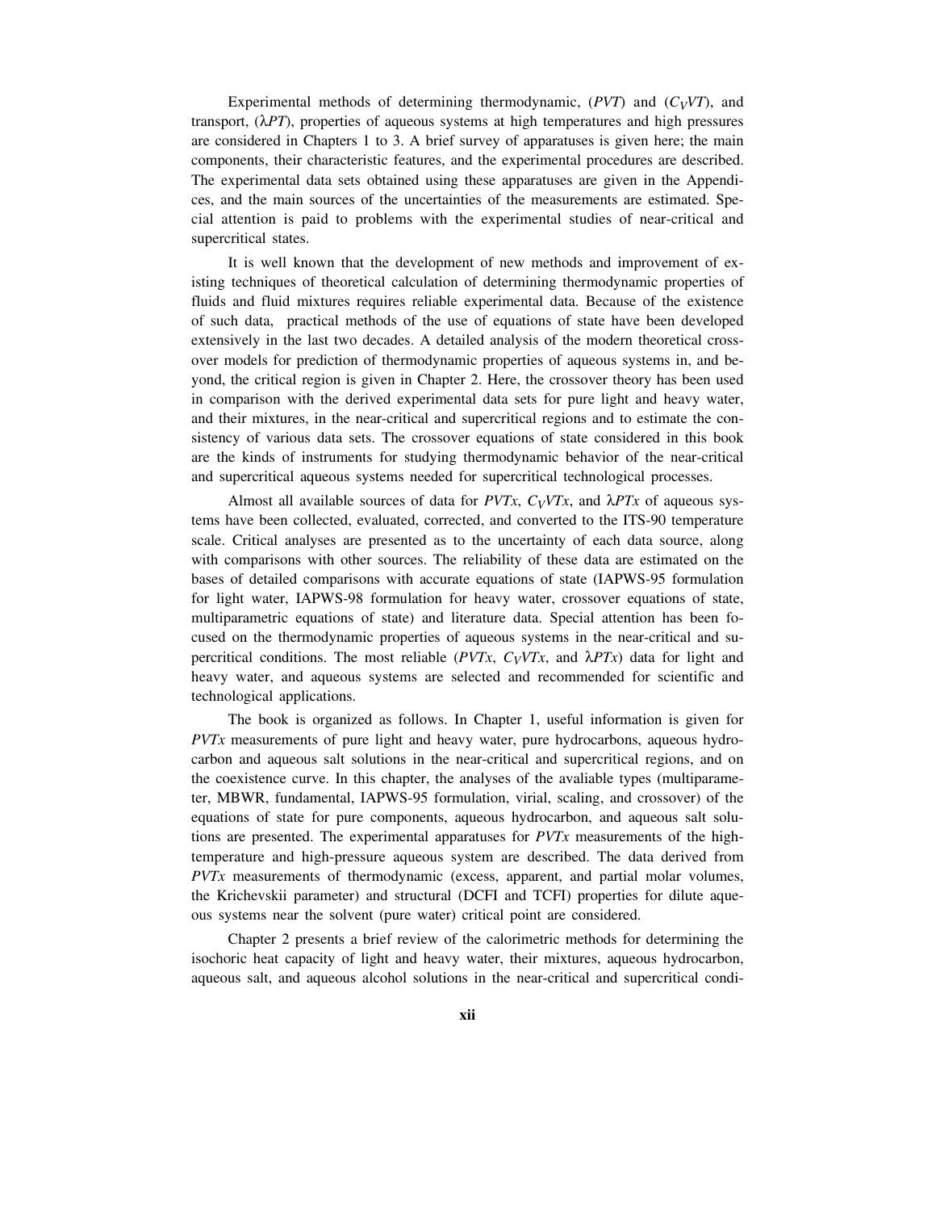Experimental methods of determining thermodynamic, (*PVT*) and ($C_VVT$), and transport, ($\lambda PT$), properties of aqueous systems at high temperatures and high pressures are considered in Chapters 1 to 3. A brief survey of apparatuses is given here; the main components, their characteristic features, and the experimental procedures are described. The experimental data sets obtained using these apparatuses are given in the Appendices, and the main sources of the uncertainties of the measurements are estimated. Special attention is paid to problems with the experimental studies of near-critical and supercritical states.

It is well known that the development of new methods and improvement of existing techniques of theoretical calculation of determining thermodynamic properties of fluids and fluid mixtures requires reliable experimental data. Because of the existence of such data, practical methods of the use of equations of state have been developed extensively in the last two decades. A detailed analysis of the modern theoretical crossover models for prediction of thermodynamic properties of aqueous systems in, and beyond, the critical region is given in Chapter 2. Here, the crossover theory has been used in comparison with the derived experimental data sets for pure light and heavy water, and their mixtures, in the near-critical and supercritical regions and to estimate the consistency of various data sets. The crossover equations of state considered in this book are the kinds of instruments for studying thermodynamic behavior of the near-critical and supercritical aqueous systems needed for supercritical technological processes.

Almost all available sources of data for *PVTx*, $C_VVTx$, and $\lambda PTx$ of aqueous systems have been collected, evaluated, corrected, and converted to the ITS-90 temperature scale. Critical analyses are presented as to the uncertainty of each data source, along with comparisons with other sources. The reliability of these data are estimated on the bases of detailed comparisons with accurate equations of state (IAPWS-95 formulation for light water, IAPWS-98 formulation for heavy water, crossover equations of state, multiparametric equations of state) and literature data. Special attention has been focused on the thermodynamic properties of aqueous systems in the near-critical and supercritical conditions. The most reliable (*PVTx*, $C_VVTx$, and $\lambda PTx$) data for light and heavy water, and aqueous systems are selected and recommended for scientific and technological applications.

The book is organized as follows. In Chapter 1, useful information is given for *PVTx* measurements of pure light and heavy water, pure hydrocarbons, aqueous hydrocarbon and aqueous salt solutions in the near-critical and supercritical regions, and on the coexistence curve. In this chapter, the analyses of the avaliable types (multiparameter, MBWR, fundamental, IAPWS-95 formulation, virial, scaling, and crossover) of the equations of state for pure components, aqueous hydrocarbon, and aqueous salt solutions are presented. The experimental apparatuses for *PVTx* measurements of the high-temperature and high-pressure aqueous system are described. The data derived from *PVTx* measurements of thermodynamic (excess, apparent, and partial molar volumes, the Krichevskii parameter) and structural (DCFI and TCFI) properties for dilute aqueous systems near the solvent (pure water) critical point are considered.

Chapter 2 presents a brief review of the calorimetric methods for determining the isochoric heat capacity of light and heavy water, their mixtures, aqueous hydrocarbon, aqueous salt, and aqueous alcohol solutions in the near-critical and supercritical condi-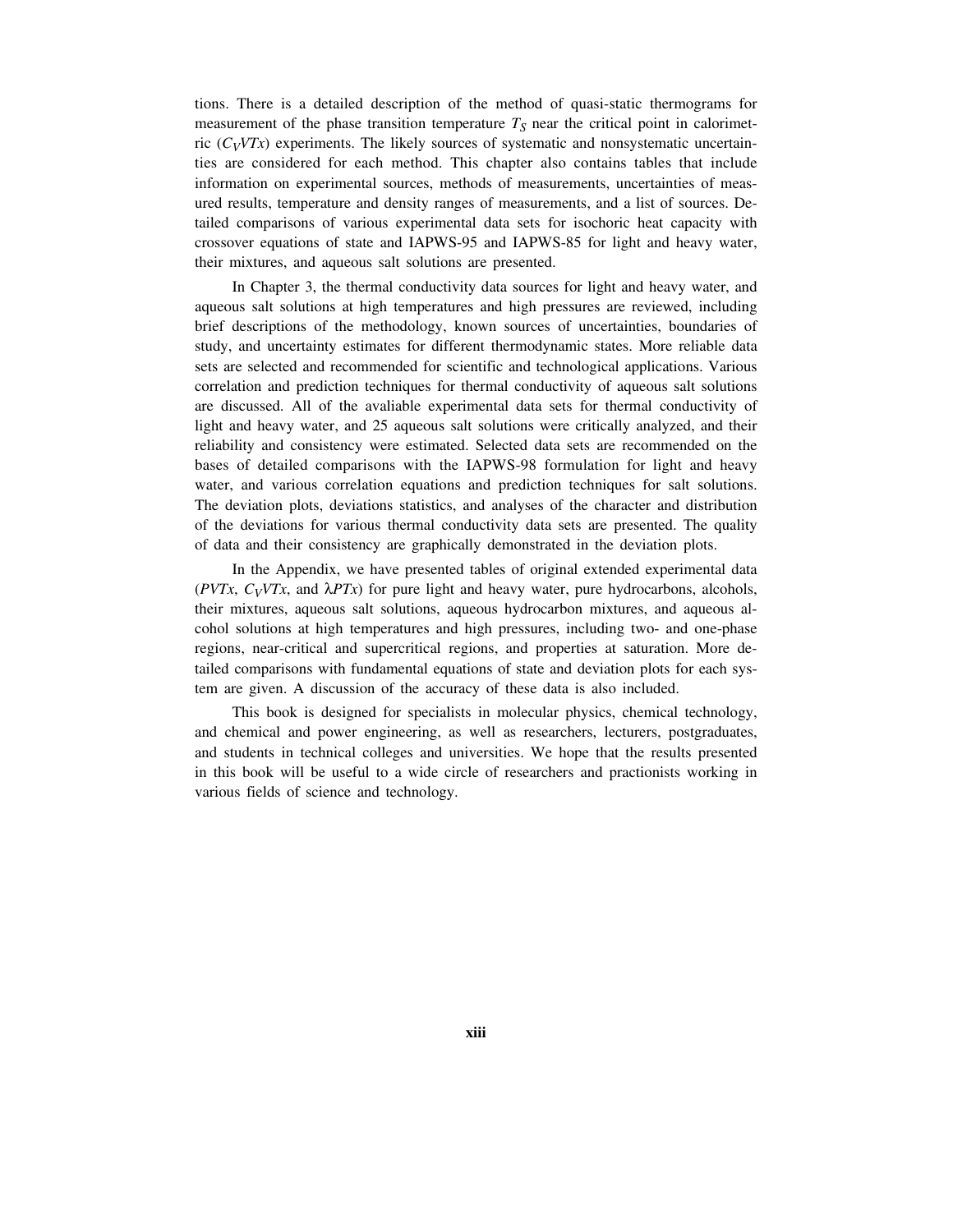tions. There is a detailed description of the method of quasi-static thermograms for measurement of the phase transition temperature $T_S$ near the critical point in calorimetric ($C_VVTx$) experiments. The likely sources of systematic and nonsystematic uncertainties are considered for each method. This chapter also contains tables that include information on experimental sources, methods of measurements, uncertainties of measured results, temperature and density ranges of measurements, and a list of sources. Detailed comparisons of various experimental data sets for isochoric heat capacity with crossover equations of state and IAPWS-95 and IAPWS-85 for light and heavy water, their mixtures, and aqueous salt solutions are presented.

In Chapter 3, the thermal conductivity data sources for light and heavy water, and aqueous salt solutions at high temperatures and high pressures are reviewed, including brief descriptions of the methodology, known sources of uncertainties, boundaries of study, and uncertainty estimates for different thermodynamic states. More reliable data sets are selected and recommended for scientific and technological applications. Various correlation and prediction techniques for thermal conductivity of aqueous salt solutions are discussed. All of the avaliable experimental data sets for thermal conductivity of light and heavy water, and 25 aqueous salt solutions were critically analyzed, and their reliability and consistency were estimated. Selected data sets are recommended on the bases of detailed comparisons with the IAPWS-98 formulation for light and heavy water, and various correlation equations and prediction techniques for salt solutions. The deviation plots, deviations statistics, and analyses of the character and distribution of the deviations for various thermal conductivity data sets are presented. The quality of data and their consistency are graphically demonstrated in the deviation plots.

In the Appendix, we have presented tables of original extended experimental data (*PVTx*, $C_VVTx$, and $\lambda PTx$) for pure light and heavy water, pure hydrocarbons, alcohols, their mixtures, aqueous salt solutions, aqueous hydrocarbon mixtures, and aqueous alcohol solutions at high temperatures and high pressures, including two- and one-phase regions, near-critical and supercritical regions, and properties at saturation. More detailed comparisons with fundamental equations of state and deviation plots for each system are given. A discussion of the accuracy of these data is also included.

This book is designed for specialists in molecular physics, chemical technology, and chemical and power engineering, as well as researchers, lecturers, postgraduates, and students in technical colleges and universities. We hope that the results presented in this book will be useful to a wide circle of researchers and practionists working in various fields of science and technology.